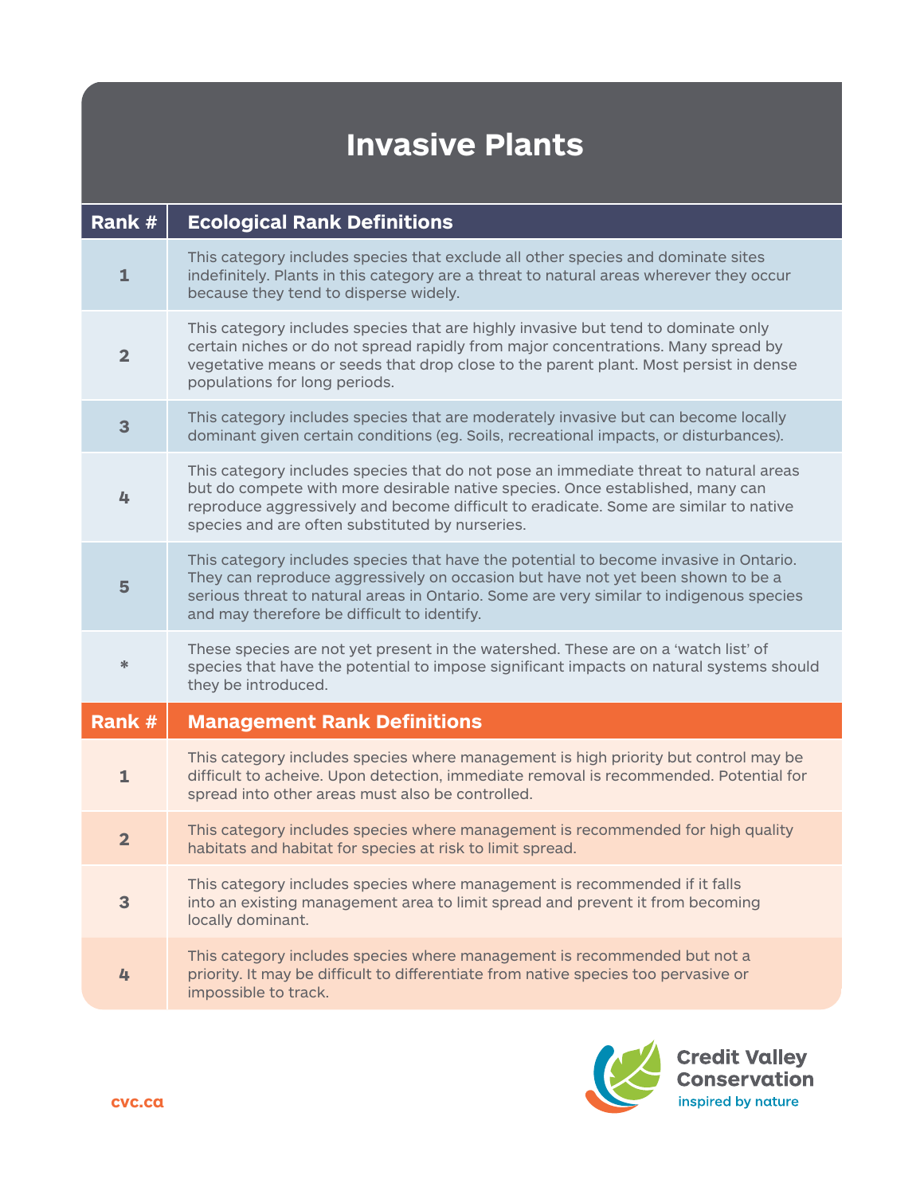# Invasive Plants

| Rank # | Ecological Rank Definitions |
|---|---|
| 1 | This category includes species that exclude all other species and dominate sites indefinitely. Plants in this category are a threat to natural areas wherever they occur because they tend to disperse widely. |
| 2 | This category includes species that are highly invasive but tend to dominate only certain niches or do not spread rapidly from major concentrations. Many spread by vegetative means or seeds that drop close to the parent plant. Most persist in dense populations for long periods. |
| 3 | This category includes species that are moderately invasive but can become locally dominant given certain conditions (eg. Soils, recreational impacts, or disturbances). |
| 4 | This category includes species that do not pose an immediate threat to natural areas but do compete with more desirable native species. Once established, many can reproduce aggressively and become difficult to eradicate. Some are similar to native species and are often substituted by nurseries. |
| 5 | This category includes species that have the potential to become invasive in Ontario. They can reproduce aggressively on occasion but have not yet been shown to be a serious threat to natural areas in Ontario. Some are very similar to indigenous species and may therefore be difficult to identify. |
| * | These species are not yet present in the watershed. These are on a 'watch list' of species that have the potential to impose significant impacts on natural systems should they be introduced. |

| Rank # | Management Rank Definitions |
|---|---|
| 1 | This category includes species where management is high priority but control may be difficult to acheive. Upon detection, immediate removal is recommended. Potential for spread into other areas must also be controlled. |
| 2 | This category includes species where management is recommended for high quality habitats and habitat for species at risk to limit spread. |
| 3 | This category includes species where management is recommended if it falls into an existing management area to limit spread and prevent it from becoming locally dominant. |
| 4 | This category includes species where management is recommended but not a priority. It may be difficult to differentiate from native species too pervasive or impossible to track. |

cvc.ca

Credit Valley Conservation
inspired by nature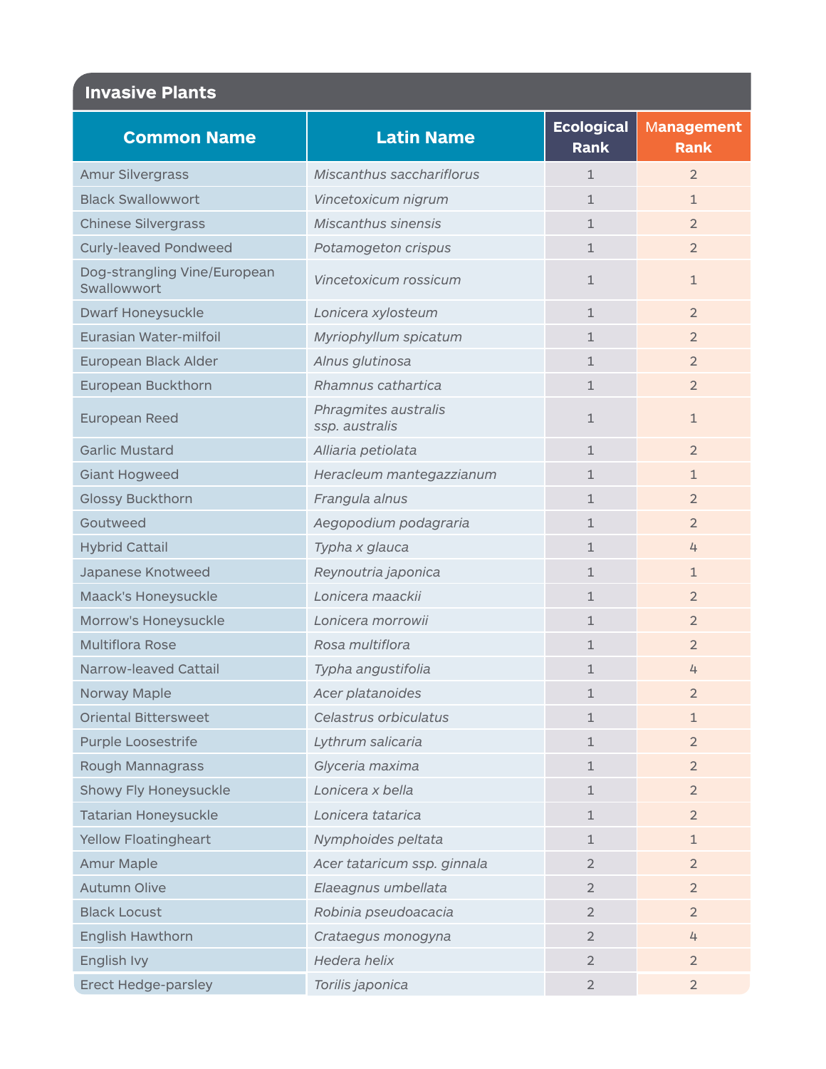## Invasive Plants

| Common Name | Latin Name | Ecological Rank | Management Rank |
|---|---|---|---|
| Amur Silvergrass | *Miscanthus sacchariflorus* | 1 | 2 |
| Black Swallowwort | *Vincetoxicum nigrum* | 1 | 1 |
| Chinese Silvergrass | *Miscanthus sinensis* | 1 | 2 |
| Curly-leaved Pondweed | *Potamogeton crispus* | 1 | 2 |
| Dog-strangling Vine/European Swallowwort | *Vincetoxicum rossicum* | 1 | 1 |
| Dwarf Honeysuckle | *Lonicera xylosteum* | 1 | 2 |
| Eurasian Water-milfoil | *Myriophyllum spicatum* | 1 | 2 |
| European Black Alder | *Alnus glutinosa* | 1 | 2 |
| European Buckthorn | *Rhamnus cathartica* | 1 | 2 |
| European Reed | *Phragmites australis ssp. australis* | 1 | 1 |
| Garlic Mustard | *Alliaria petiolata* | 1 | 2 |
| Giant Hogweed | *Heracleum mantegazzianum* | 1 | 1 |
| Glossy Buckthorn | *Frangula alnus* | 1 | 2 |
| Goutweed | *Aegopodium podagraria* | 1 | 2 |
| Hybrid Cattail | *Typha x glauca* | 1 | 4 |
| Japanese Knotweed | *Reynoutria japonica* | 1 | 1 |
| Maack's Honeysuckle | *Lonicera maackii* | 1 | 2 |
| Morrow's Honeysuckle | *Lonicera morrowii* | 1 | 2 |
| Multiflora Rose | *Rosa multiflora* | 1 | 2 |
| Narrow-leaved Cattail | *Typha angustifolia* | 1 | 4 |
| Norway Maple | *Acer platanoides* | 1 | 2 |
| Oriental Bittersweet | *Celastrus orbiculatus* | 1 | 1 |
| Purple Loosestrife | *Lythrum salicaria* | 1 | 2 |
| Rough Mannagrass | *Glyceria maxima* | 1 | 2 |
| Showy Fly Honeysuckle | *Lonicera x bella* | 1 | 2 |
| Tatarian Honeysuckle | *Lonicera tatarica* | 1 | 2 |
| Yellow Floatingheart | *Nymphoides peltata* | 1 | 1 |
| Amur Maple | *Acer tataricum ssp. ginnala* | 2 | 2 |
| Autumn Olive | *Elaeagnus umbellata* | 2 | 2 |
| Black Locust | *Robinia pseudoacacia* | 2 | 2 |
| English Hawthorn | *Crataegus monogyna* | 2 | 4 |
| English Ivy | *Hedera helix* | 2 | 2 |
| Erect Hedge-parsley | *Torilis japonica* | 2 | 2 |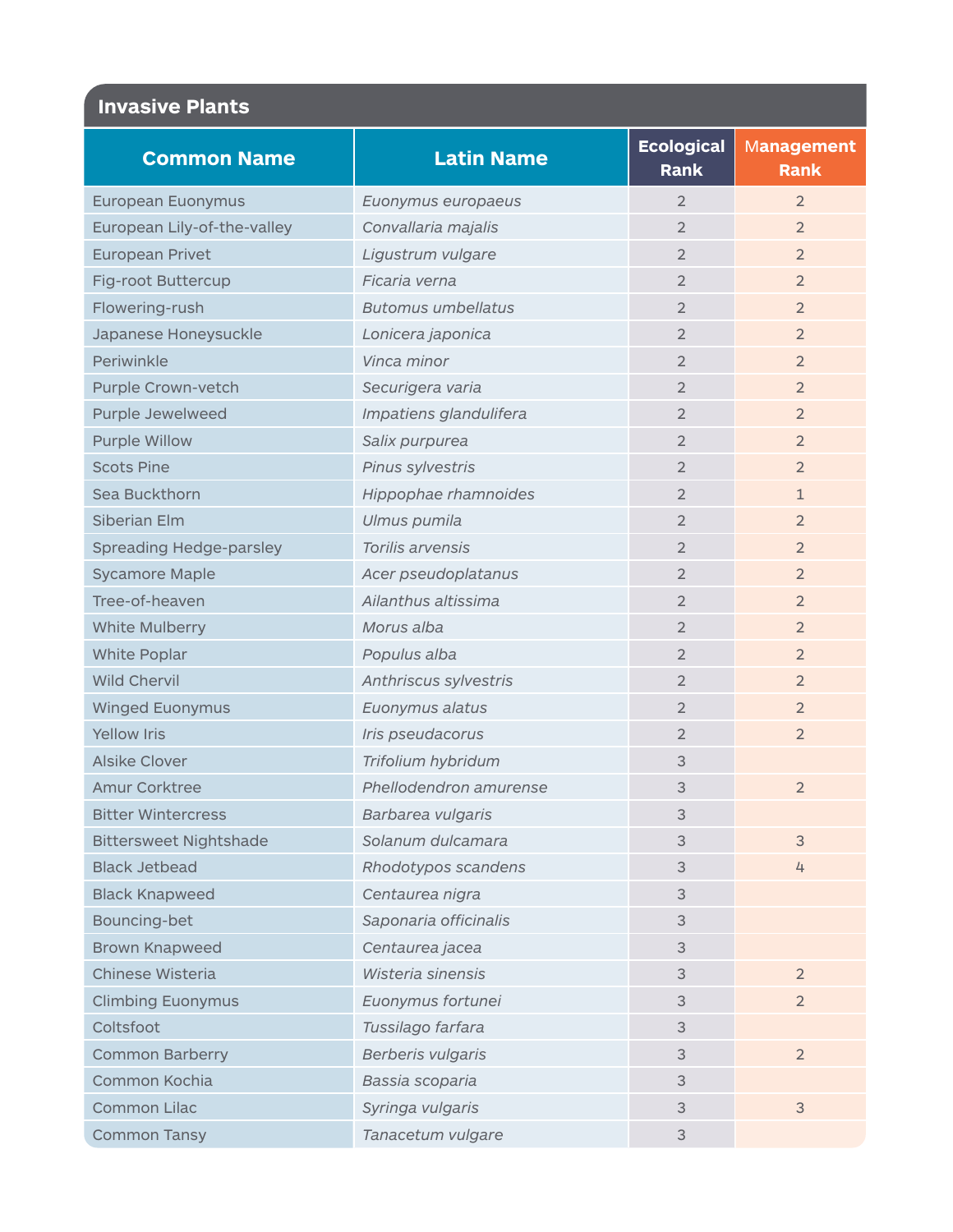## Invasive Plants

| Common Name | Latin Name | Ecological Rank | Management Rank |
|---|---|---|---|
| European Euonymus | *Euonymus europaeus* | 2 | 2 |
| European Lily-of-the-valley | *Convallaria majalis* | 2 | 2 |
| European Privet | *Ligustrum vulgare* | 2 | 2 |
| Fig-root Buttercup | *Ficaria verna* | 2 | 2 |
| Flowering-rush | *Butomus umbellatus* | 2 | 2 |
| Japanese Honeysuckle | *Lonicera japonica* | 2 | 2 |
| Periwinkle | *Vinca minor* | 2 | 2 |
| Purple Crown-vetch | *Securigera varia* | 2 | 2 |
| Purple Jewelweed | *Impatiens glandulifera* | 2 | 2 |
| Purple Willow | *Salix purpurea* | 2 | 2 |
| Scots Pine | *Pinus sylvestris* | 2 | 2 |
| Sea Buckthorn | *Hippophae rhamnoides* | 2 | 1 |
| Siberian Elm | *Ulmus pumila* | 2 | 2 |
| Spreading Hedge-parsley | *Torilis arvensis* | 2 | 2 |
| Sycamore Maple | *Acer pseudoplatanus* | 2 | 2 |
| Tree-of-heaven | *Ailanthus altissima* | 2 | 2 |
| White Mulberry | *Morus alba* | 2 | 2 |
| White Poplar | *Populus alba* | 2 | 2 |
| Wild Chervil | *Anthriscus sylvestris* | 2 | 2 |
| Winged Euonymus | *Euonymus alatus* | 2 | 2 |
| Yellow Iris | *Iris pseudacorus* | 2 | 2 |
| Alsike Clover | *Trifolium hybridum* | 3 | |
| Amur Corktree | *Phellodendron amurense* | 3 | 2 |
| Bitter Wintercress | *Barbarea vulgaris* | 3 | |
| Bittersweet Nightshade | *Solanum dulcamara* | 3 | 3 |
| Black Jetbead | *Rhodotypos scandens* | 3 | 4 |
| Black Knapweed | *Centaurea nigra* | 3 | |
| Bouncing-bet | *Saponaria officinalis* | 3 | |
| Brown Knapweed | *Centaurea jacea* | 3 | |
| Chinese Wisteria | *Wisteria sinensis* | 3 | 2 |
| Climbing Euonymus | *Euonymus fortunei* | 3 | 2 |
| Coltsfoot | *Tussilago farfara* | 3 | |
| Common Barberry | *Berberis vulgaris* | 3 | 2 |
| Common Kochia | *Bassia scoparia* | 3 | |
| Common Lilac | *Syringa vulgaris* | 3 | 3 |
| Common Tansy | *Tanacetum vulgare* | 3 | |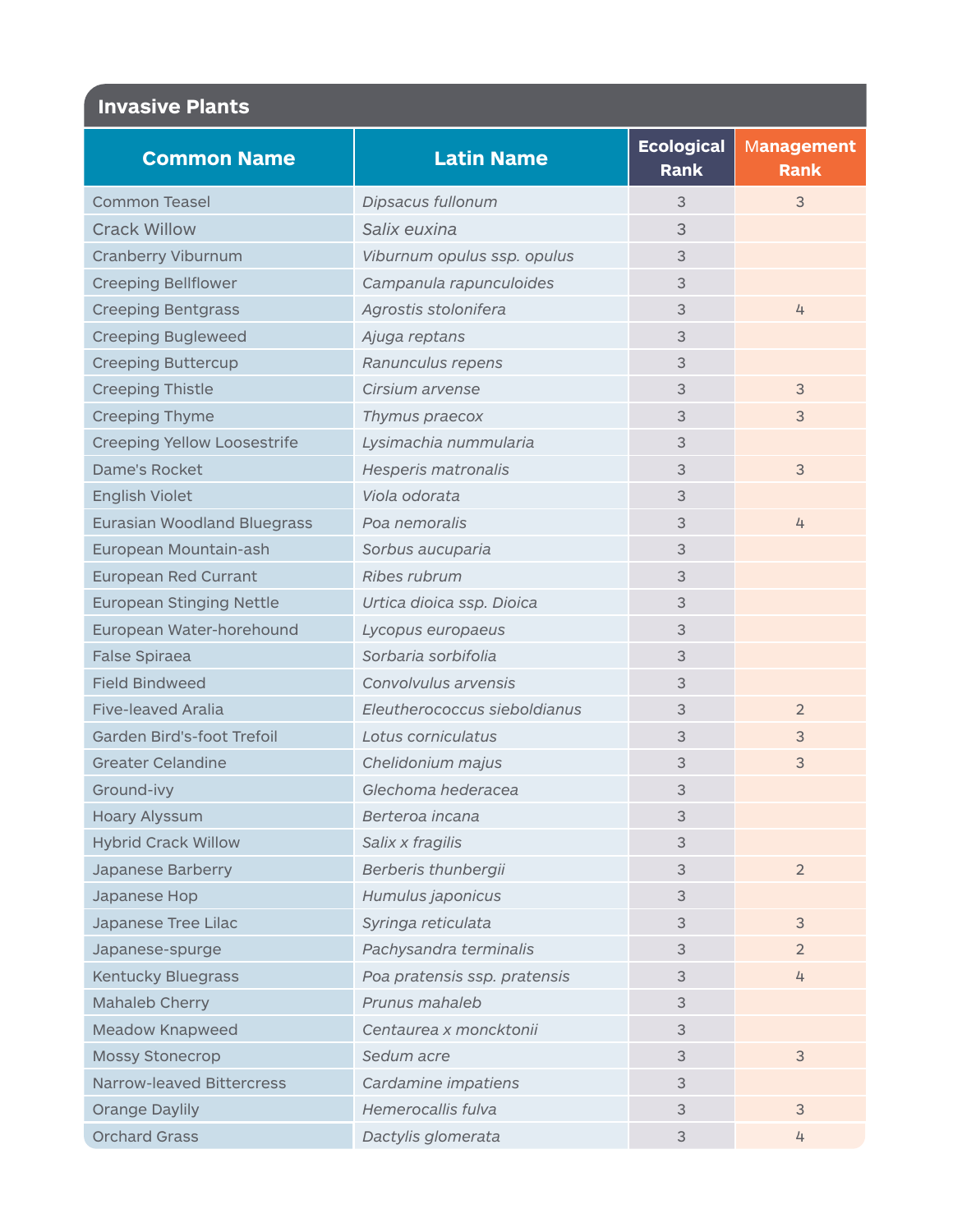## Invasive Plants

| Common Name | Latin Name | Ecological Rank | Management Rank |
|---|---|---|---|
| Common Teasel | *Dipsacus fullonum* | 3 | 3 |
| Crack Willow | *Salix euxina* | 3 | |
| Cranberry Viburnum | *Viburnum opulus ssp. opulus* | 3 | |
| Creeping Bellflower | *Campanula rapunculoides* | 3 | |
| Creeping Bentgrass | *Agrostis stolonifera* | 3 | 4 |
| Creeping Bugleweed | *Ajuga reptans* | 3 | |
| Creeping Buttercup | *Ranunculus repens* | 3 | |
| Creeping Thistle | *Cirsium arvense* | 3 | 3 |
| Creeping Thyme | *Thymus praecox* | 3 | 3 |
| Creeping Yellow Loosestrife | *Lysimachia nummularia* | 3 | |
| Dame's Rocket | *Hesperis matronalis* | 3 | 3 |
| English Violet | *Viola odorata* | 3 | |
| Eurasian Woodland Bluegrass | *Poa nemoralis* | 3 | 4 |
| European Mountain-ash | *Sorbus aucuparia* | 3 | |
| European Red Currant | *Ribes rubrum* | 3 | |
| European Stinging Nettle | *Urtica dioica ssp. Dioica* | 3 | |
| European Water-horehound | *Lycopus europaeus* | 3 | |
| False Spiraea | *Sorbaria sorbifolia* | 3 | |
| Field Bindweed | *Convolvulus arvensis* | 3 | |
| Five-leaved Aralia | *Eleutherococcus sieboldianus* | 3 | 2 |
| Garden Bird's-foot Trefoil | *Lotus corniculatus* | 3 | 3 |
| Greater Celandine | *Chelidonium majus* | 3 | 3 |
| Ground-ivy | *Glechoma hederacea* | 3 | |
| Hoary Alyssum | *Berteroa incana* | 3 | |
| Hybrid Crack Willow | *Salix x fragilis* | 3 | |
| Japanese Barberry | *Berberis thunbergii* | 3 | 2 |
| Japanese Hop | *Humulus japonicus* | 3 | |
| Japanese Tree Lilac | *Syringa reticulata* | 3 | 3 |
| Japanese-spurge | *Pachysandra terminalis* | 3 | 2 |
| Kentucky Bluegrass | *Poa pratensis ssp. pratensis* | 3 | 4 |
| Mahaleb Cherry | *Prunus mahaleb* | 3 | |
| Meadow Knapweed | *Centaurea x moncktonii* | 3 | |
| Mossy Stonecrop | *Sedum acre* | 3 | 3 |
| Narrow-leaved Bittercress | *Cardamine impatiens* | 3 | |
| Orange Daylily | *Hemerocallis fulva* | 3 | 3 |
| Orchard Grass | *Dactylis glomerata* | 3 | 4 |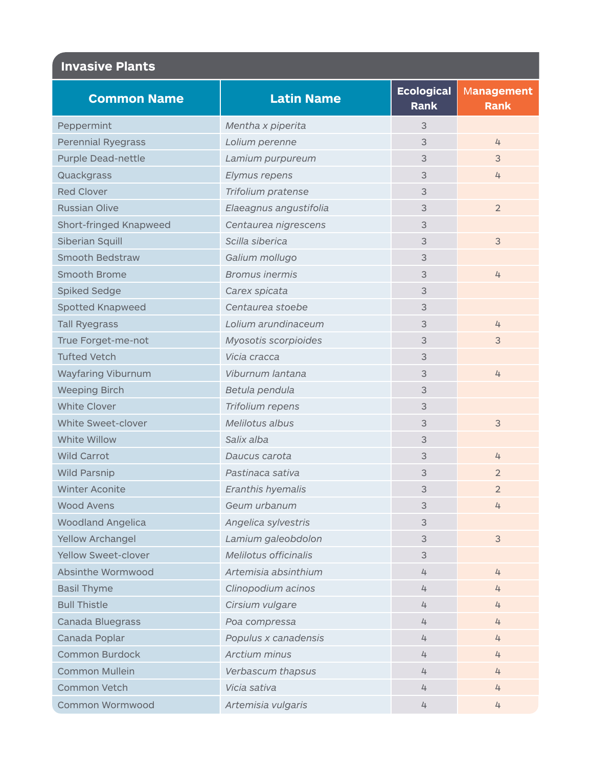## Invasive Plants

| Common Name | Latin Name | Ecological Rank | Management Rank |
|---|---|---|---|
| Peppermint | *Mentha x piperita* | 3 | |
| Perennial Ryegrass | *Lolium perenne* | 3 | 4 |
| Purple Dead-nettle | *Lamium purpureum* | 3 | 3 |
| Quackgrass | *Elymus repens* | 3 | 4 |
| Red Clover | *Trifolium pratense* | 3 | |
| Russian Olive | *Elaeagnus angustifolia* | 3 | 2 |
| Short-fringed Knapweed | *Centaurea nigrescens* | 3 | |
| Siberian Squill | *Scilla siberica* | 3 | 3 |
| Smooth Bedstraw | *Galium mollugo* | 3 | |
| Smooth Brome | *Bromus inermis* | 3 | 4 |
| Spiked Sedge | *Carex spicata* | 3 | |
| Spotted Knapweed | *Centaurea stoebe* | 3 | |
| Tall Ryegrass | *Lolium arundinaceum* | 3 | 4 |
| True Forget-me-not | *Myosotis scorpioides* | 3 | 3 |
| Tufted Vetch | *Vicia cracca* | 3 | |
| Wayfaring Viburnum | *Viburnum lantana* | 3 | 4 |
| Weeping Birch | *Betula pendula* | 3 | |
| White Clover | *Trifolium repens* | 3 | |
| White Sweet-clover | *Melilotus albus* | 3 | 3 |
| White Willow | *Salix alba* | 3 | |
| Wild Carrot | *Daucus carota* | 3 | 4 |
| Wild Parsnip | *Pastinaca sativa* | 3 | 2 |
| Winter Aconite | *Eranthis hyemalis* | 3 | 2 |
| Wood Avens | *Geum urbanum* | 3 | 4 |
| Woodland Angelica | *Angelica sylvestris* | 3 | |
| Yellow Archangel | *Lamium galeobdolon* | 3 | 3 |
| Yellow Sweet-clover | *Melilotus officinalis* | 3 | |
| Absinthe Wormwood | *Artemisia absinthium* | 4 | 4 |
| Basil Thyme | *Clinopodium acinos* | 4 | 4 |
| Bull Thistle | *Cirsium vulgare* | 4 | 4 |
| Canada Bluegrass | *Poa compressa* | 4 | 4 |
| Canada Poplar | *Populus x canadensis* | 4 | 4 |
| Common Burdock | *Arctium minus* | 4 | 4 |
| Common Mullein | *Verbascum thapsus* | 4 | 4 |
| Common Vetch | *Vicia sativa* | 4 | 4 |
| Common Wormwood | *Artemisia vulgaris* | 4 | 4 |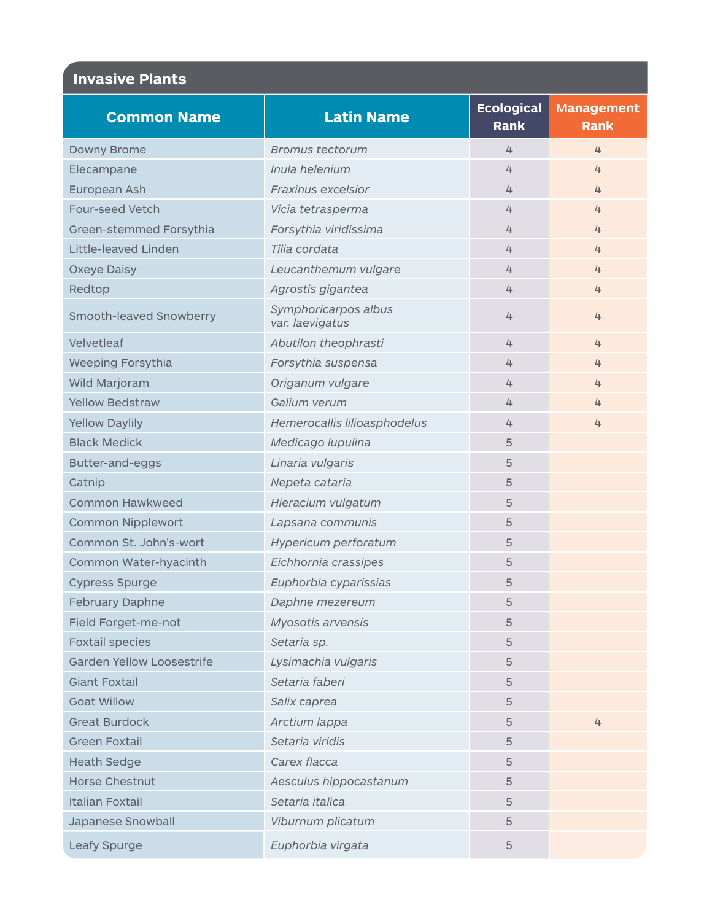## Invasive Plants

| Common Name | Latin Name | Ecological Rank | Management Rank |
|---|---|---|---|
| Downy Brome | *Bromus tectorum* | 4 | 4 |
| Elecampane | *Inula helenium* | 4 | 4 |
| European Ash | *Fraxinus excelsior* | 4 | 4 |
| Four-seed Vetch | *Vicia tetrasperma* | 4 | 4 |
| Green-stemmed Forsythia | *Forsythia viridissima* | 4 | 4 |
| Little-leaved Linden | *Tilia cordata* | 4 | 4 |
| Oxeye Daisy | *Leucanthemum vulgare* | 4 | 4 |
| Redtop | *Agrostis gigantea* | 4 | 4 |
| Smooth-leaved Snowberry | *Symphoricarpos albus var. laevigatus* | 4 | 4 |
| Velvetleaf | *Abutilon theophrasti* | 4 | 4 |
| Weeping Forsythia | *Forsythia suspensa* | 4 | 4 |
| Wild Marjoram | *Origanum vulgare* | 4 | 4 |
| Yellow Bedstraw | *Galium verum* | 4 | 4 |
| Yellow Daylily | *Hemerocallis lilioasphodelus* | 4 | 4 |
| Black Medick | *Medicago lupulina* | 5 | |
| Butter-and-eggs | *Linaria vulgaris* | 5 | |
| Catnip | *Nepeta cataria* | 5 | |
| Common Hawkweed | *Hieracium vulgatum* | 5 | |
| Common Nipplewort | *Lapsana communis* | 5 | |
| Common St. John's-wort | *Hypericum perforatum* | 5 | |
| Common Water-hyacinth | *Eichhornia crassipes* | 5 | |
| Cypress Spurge | *Euphorbia cyparissias* | 5 | |
| February Daphne | *Daphne mezereum* | 5 | |
| Field Forget-me-not | *Myosotis arvensis* | 5 | |
| Foxtail species | *Setaria sp.* | 5 | |
| Garden Yellow Loosestrife | *Lysimachia vulgaris* | 5 | |
| Giant Foxtail | *Setaria faberi* | 5 | |
| Goat Willow | *Salix caprea* | 5 | |
| Great Burdock | *Arctium lappa* | 5 | 4 |
| Green Foxtail | *Setaria viridis* | 5 | |
| Heath Sedge | *Carex flacca* | 5 | |
| Horse Chestnut | *Aesculus hippocastanum* | 5 | |
| Italian Foxtail | *Setaria italica* | 5 | |
| Japanese Snowball | *Viburnum plicatum* | 5 | |
| Leafy Spurge | *Euphorbia virgata* | 5 | |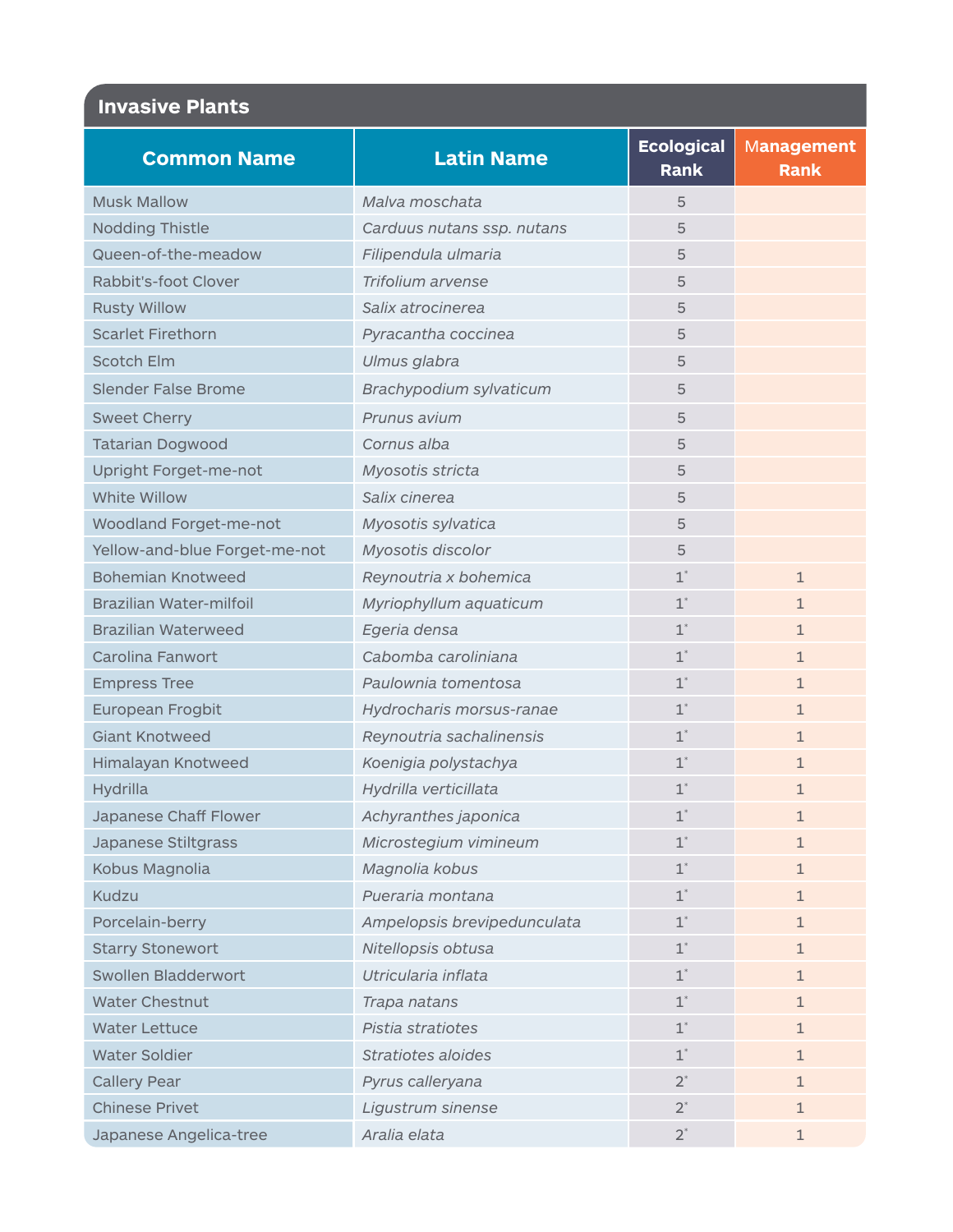## Invasive Plants

| Common Name | Latin Name | Ecological Rank | Management Rank |
|---|---|---|---|
| Musk Mallow | *Malva moschata* | 5 | |
| Nodding Thistle | *Carduus nutans ssp. nutans* | 5 | |
| Queen-of-the-meadow | *Filipendula ulmaria* | 5 | |
| Rabbit's-foot Clover | *Trifolium arvense* | 5 | |
| Rusty Willow | *Salix atrocinerea* | 5 | |
| Scarlet Firethorn | *Pyracantha coccinea* | 5 | |
| Scotch Elm | *Ulmus glabra* | 5 | |
| Slender False Brome | *Brachypodium sylvaticum* | 5 | |
| Sweet Cherry | *Prunus avium* | 5 | |
| Tatarian Dogwood | *Cornus alba* | 5 | |
| Upright Forget-me-not | *Myosotis stricta* | 5 | |
| White Willow | *Salix cinerea* | 5 | |
| Woodland Forget-me-not | *Myosotis sylvatica* | 5 | |
| Yellow-and-blue Forget-me-not | *Myosotis discolor* | 5 | |
| Bohemian Knotweed | *Reynoutria x bohemica* | 1* | 1 |
| Brazilian Water-milfoil | *Myriophyllum aquaticum* | 1* | 1 |
| Brazilian Waterweed | *Egeria densa* | 1* | 1 |
| Carolina Fanwort | *Cabomba caroliniana* | 1* | 1 |
| Empress Tree | *Paulownia tomentosa* | 1* | 1 |
| European Frogbit | *Hydrocharis morsus-ranae* | 1* | 1 |
| Giant Knotweed | *Reynoutria sachalinensis* | 1* | 1 |
| Himalayan Knotweed | *Koenigia polystachya* | 1* | 1 |
| Hydrilla | *Hydrilla verticillata* | 1* | 1 |
| Japanese Chaff Flower | *Achyranthes japonica* | 1* | 1 |
| Japanese Stiltgrass | *Microstegium vimineum* | 1* | 1 |
| Kobus Magnolia | *Magnolia kobus* | 1* | 1 |
| Kudzu | *Pueraria montana* | 1* | 1 |
| Porcelain-berry | *Ampelopsis brevipedunculata* | 1* | 1 |
| Starry Stonewort | *Nitellopsis obtusa* | 1* | 1 |
| Swollen Bladderwort | *Utricularia inflata* | 1* | 1 |
| Water Chestnut | *Trapa natans* | 1* | 1 |
| Water Lettuce | *Pistia stratiotes* | 1* | 1 |
| Water Soldier | *Stratiotes aloides* | 1* | 1 |
| Callery Pear | *Pyrus calleryana* | 2* | 1 |
| Chinese Privet | *Ligustrum sinense* | 2* | 1 |
| Japanese Angelica-tree | *Aralia elata* | 2* | 1 |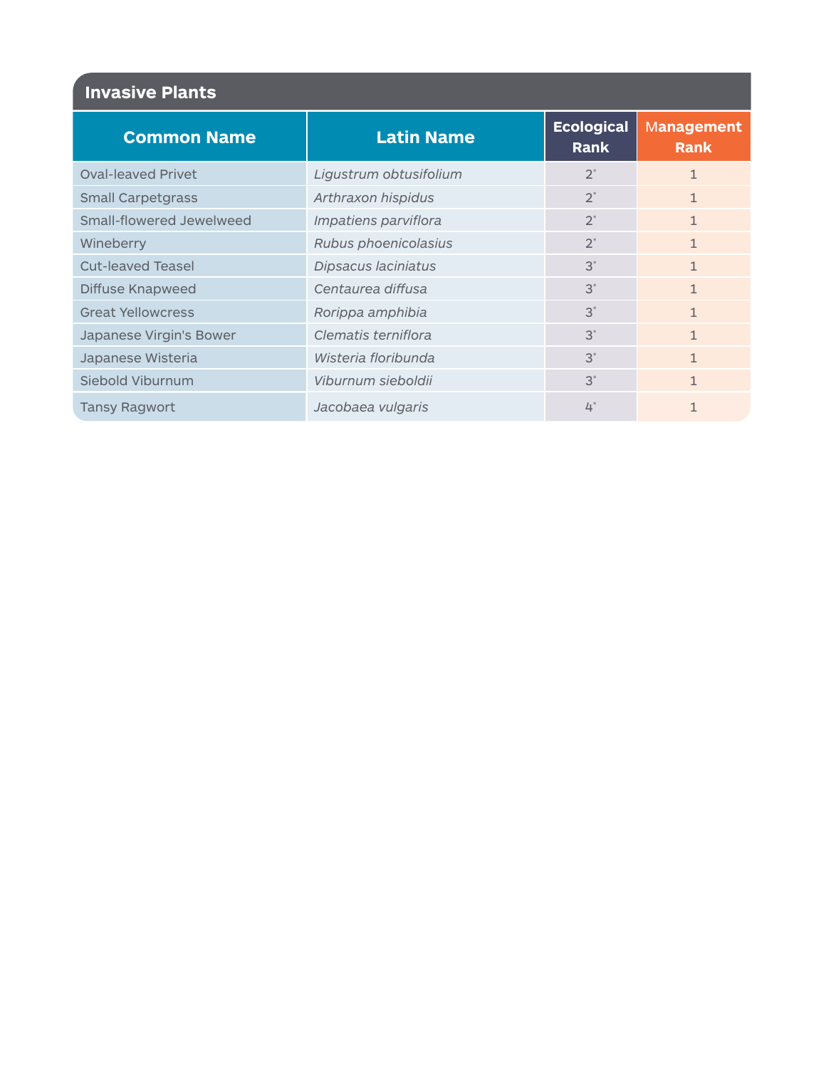## Invasive Plants

| Common Name | Latin Name | Ecological Rank | Management Rank |
|---|---|---|---|
| Oval-leaved Privet | *Ligustrum obtusifolium* | 2* | 1 |
| Small Carpetgrass | *Arthraxon hispidus* | 2* | 1 |
| Small-flowered Jewelweed | *Impatiens parviflora* | 2* | 1 |
| Wineberry | *Rubus phoenicolasius* | 2* | 1 |
| Cut-leaved Teasel | *Dipsacus laciniatus* | 3* | 1 |
| Diffuse Knapweed | *Centaurea diffusa* | 3* | 1 |
| Great Yellowcress | *Rorippa amphibia* | 3* | 1 |
| Japanese Virgin's Bower | *Clematis terniflora* | 3* | 1 |
| Japanese Wisteria | *Wisteria floribunda* | 3* | 1 |
| Siebold Viburnum | *Viburnum sieboldii* | 3* | 1 |
| Tansy Ragwort | *Jacobaea vulgaris* | 4* | 1 |